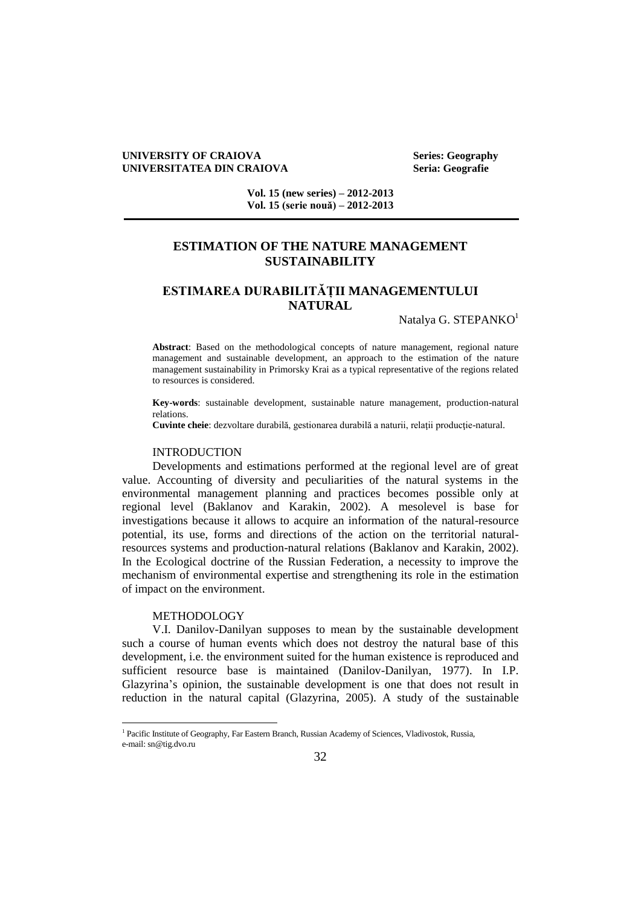UNIVERSITY OF CRAIOVA Series: Geography
UNIVERSITATEA DIN CRAIOVA Seria: Geografie

Vol. 15 (new series) – 2012-2013
Vol. 15 (serie nouă) – 2012-2013

# ESTIMATION OF THE NATURE MANAGEMENT SUSTAINABILITY

# ESTIMAREA DURABILITĂȚII MANAGEMENTULUI NATURAL

Natalya G. STEPANKO[1]

**Abstract**: Based on the methodological concepts of nature management, regional nature management and sustainable development, an approach to the estimation of the nature management sustainability in Primorsky Krai as a typical representative of the regions related to resources is considered.

**Key-words**: sustainable development, sustainable nature management, production-natural relations.

**Cuvinte cheie**: dezvoltare durabilă, gestionarea durabilă a naturii, relații producție-natural.

## INTRODUCTION

Developments and estimations performed at the regional level are of great value. Accounting of diversity and peculiarities of the natural systems in the environmental management planning and practices becomes possible only at regional level (Baklanov and Karakin, 2002). A mesolevel is base for investigations because it allows to acquire an information of the natural-resource potential, its use, forms and directions of the action on the territorial natural-resources systems and production-natural relations (Baklanov and Karakin, 2002). In the Ecological doctrine of the Russian Federation, a necessity to improve the mechanism of environmental expertise and strengthening its role in the estimation of impact on the environment.

## METHODOLOGY

V.I. Danilov-Danilyan supposes to mean by the sustainable development such a course of human events which does not destroy the natural base of this development, i.e. the environment suited for the human existence is reproduced and sufficient resource base is maintained (Danilov-Danilyan, 1977). In I.P. Glazyrina's opinion, the sustainable development is one that does not result in reduction in the natural capital (Glazyrina, 2005). A study of the sustainable

[1] Pacific Institute of Geography, Far Eastern Branch, Russian Academy of Sciences, Vladivostok, Russia, e-mail: sn@tig.dvo.ru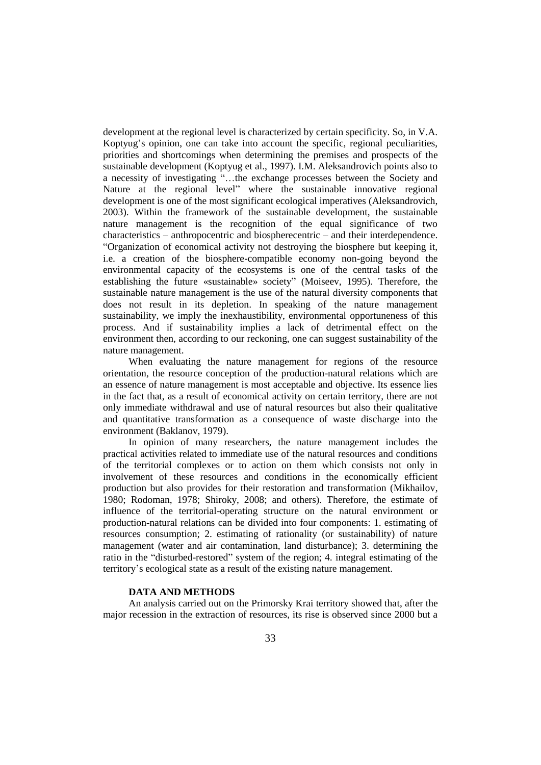development at the regional level is characterized by certain specificity. So, in V.A. Koptyug's opinion, one can take into account the specific, regional peculiarities, priorities and shortcomings when determining the premises and prospects of the sustainable development (Koptyug et al., 1997). I.M. Aleksandrovich points also to a necessity of investigating "…the exchange processes between the Society and Nature at the regional level" where the sustainable innovative regional development is one of the most significant ecological imperatives (Aleksandrovich, 2003). Within the framework of the sustainable development, the sustainable nature management is the recognition of the equal significance of two characteristics – anthropocentric and biospherecentric – and their interdependence. "Organization of economical activity not destroying the biosphere but keeping it, i.e. a creation of the biosphere-compatible economy non-going beyond the environmental capacity of the ecosystems is one of the central tasks of the establishing the future «sustainable» society" (Moiseev, 1995). Therefore, the sustainable nature management is the use of the natural diversity components that does not result in its depletion. In speaking of the nature management sustainability, we imply the inexhaustibility, environmental opportuneness of this process. And if sustainability implies a lack of detrimental effect on the environment then, according to our reckoning, one can suggest sustainability of the nature management.

When evaluating the nature management for regions of the resource orientation, the resource conception of the production-natural relations which are an essence of nature management is most acceptable and objective. Its essence lies in the fact that, as a result of economical activity on certain territory, there are not only immediate withdrawal and use of natural resources but also their qualitative and quantitative transformation as a consequence of waste discharge into the environment (Baklanov, 1979).

In opinion of many researchers, the nature management includes the practical activities related to immediate use of the natural resources and conditions of the territorial complexes or to action on them which consists not only in involvement of these resources and conditions in the economically efficient production but also provides for their restoration and transformation (Mikhailov, 1980; Rodoman, 1978; Shiroky, 2008; and others). Therefore, the estimate of influence of the territorial-operating structure on the natural environment or production-natural relations can be divided into four components: 1. estimating of resources consumption; 2. estimating of rationality (or sustainability) of nature management (water and air contamination, land disturbance); 3. determining the ratio in the "disturbed-restored" system of the region; 4. integral estimating of the territory's ecological state as a result of the existing nature management.

## DATA AND METHODS

An analysis carried out on the Primorsky Krai territory showed that, after the major recession in the extraction of resources, its rise is observed since 2000 but a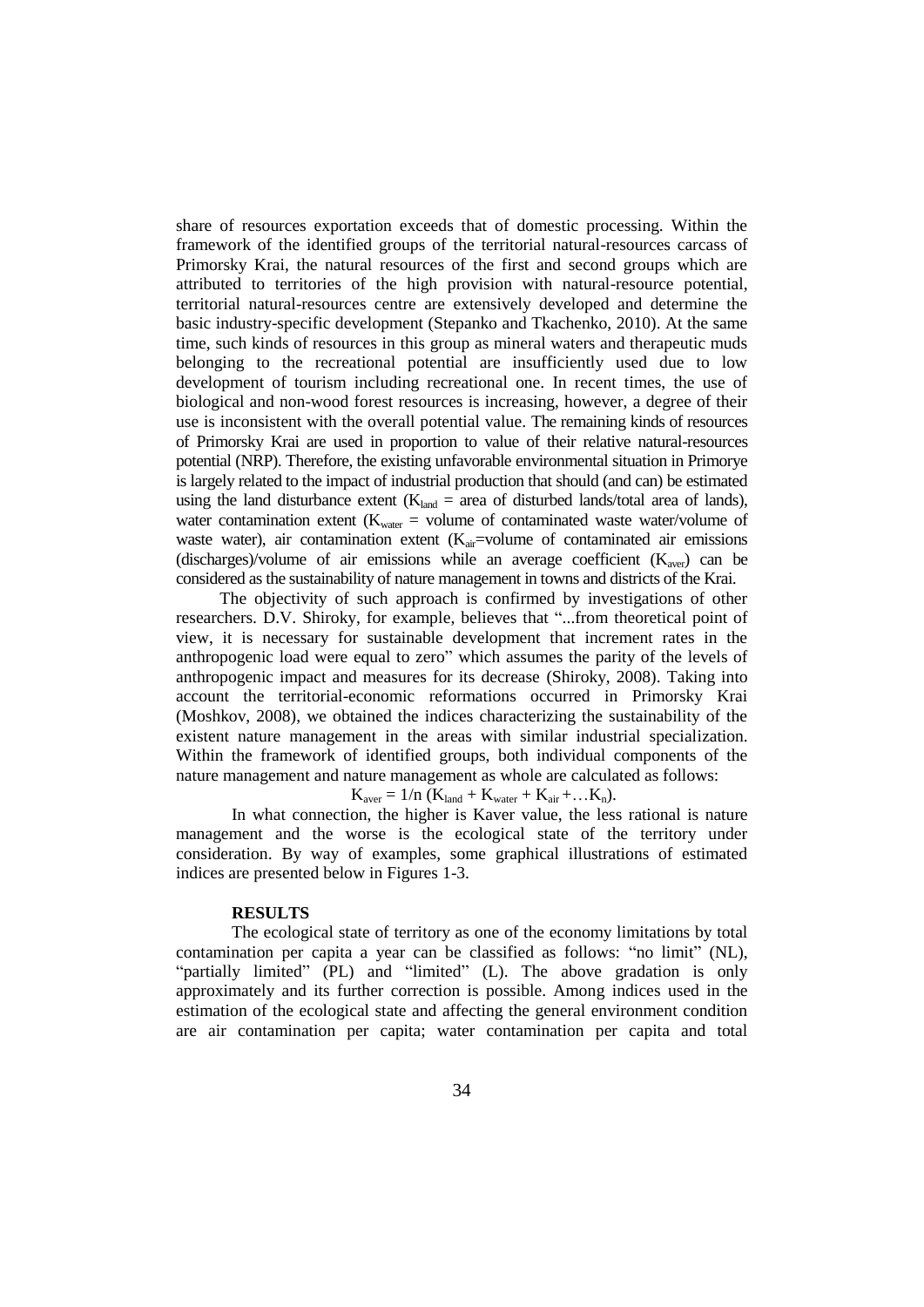share of resources exportation exceeds that of domestic processing. Within the framework of the identified groups of the territorial natural-resources carcass of Primorsky Krai, the natural resources of the first and second groups which are attributed to territories of the high provision with natural-resource potential, territorial natural-resources centre are extensively developed and determine the basic industry-specific development (Stepanko and Tkachenko, 2010). At the same time, such kinds of resources in this group as mineral waters and therapeutic muds belonging to the recreational potential are insufficiently used due to low development of tourism including recreational one. In recent times, the use of biological and non-wood forest resources is increasing, however, a degree of their use is inconsistent with the overall potential value. The remaining kinds of resources of Primorsky Krai are used in proportion to value of their relative natural-resources potential (NRP). Therefore, the existing unfavorable environmental situation in Primorye is largely related to the impact of industrial production that should (and can) be estimated using the land disturbance extent ($K_{land}$ = area of disturbed lands/total area of lands), water contamination extent ($K_{water}$ = volume of contaminated waste water/volume of waste water), air contamination extent ($K_{air}$=volume of contaminated air emissions (discharges)/volume of air emissions while an average coefficient ($K_{aver}$) can be considered as the sustainability of nature management in towns and districts of the Krai.

The objectivity of such approach is confirmed by investigations of other researchers. D.V. Shiroky, for example, believes that "...from theoretical point of view, it is necessary for sustainable development that increment rates in the anthropogenic load were equal to zero" which assumes the parity of the levels of anthropogenic impact and measures for its decrease (Shiroky, 2008). Taking into account the territorial-economic reformations occurred in Primorsky Krai (Moshkov, 2008), we obtained the indices characterizing the sustainability of the existent nature management in the areas with similar industrial specialization. Within the framework of identified groups, both individual components of the nature management and nature management as whole are calculated as follows:

$$K_{aver} = 1/n\ (K_{land} + K_{water} + K_{air} + \ldots K_n).$$

In what connection, the higher is Kaver value, the less rational is nature management and the worse is the ecological state of the territory under consideration. By way of examples, some graphical illustrations of estimated indices are presented below in Figures 1-3.

## RESULTS

The ecological state of territory as one of the economy limitations by total contamination per capita a year can be classified as follows: "no limit" (NL), "partially limited" (PL) and "limited" (L). The above gradation is only approximately and its further correction is possible. Among indices used in the estimation of the ecological state and affecting the general environment condition are air contamination per capita; water contamination per capita and total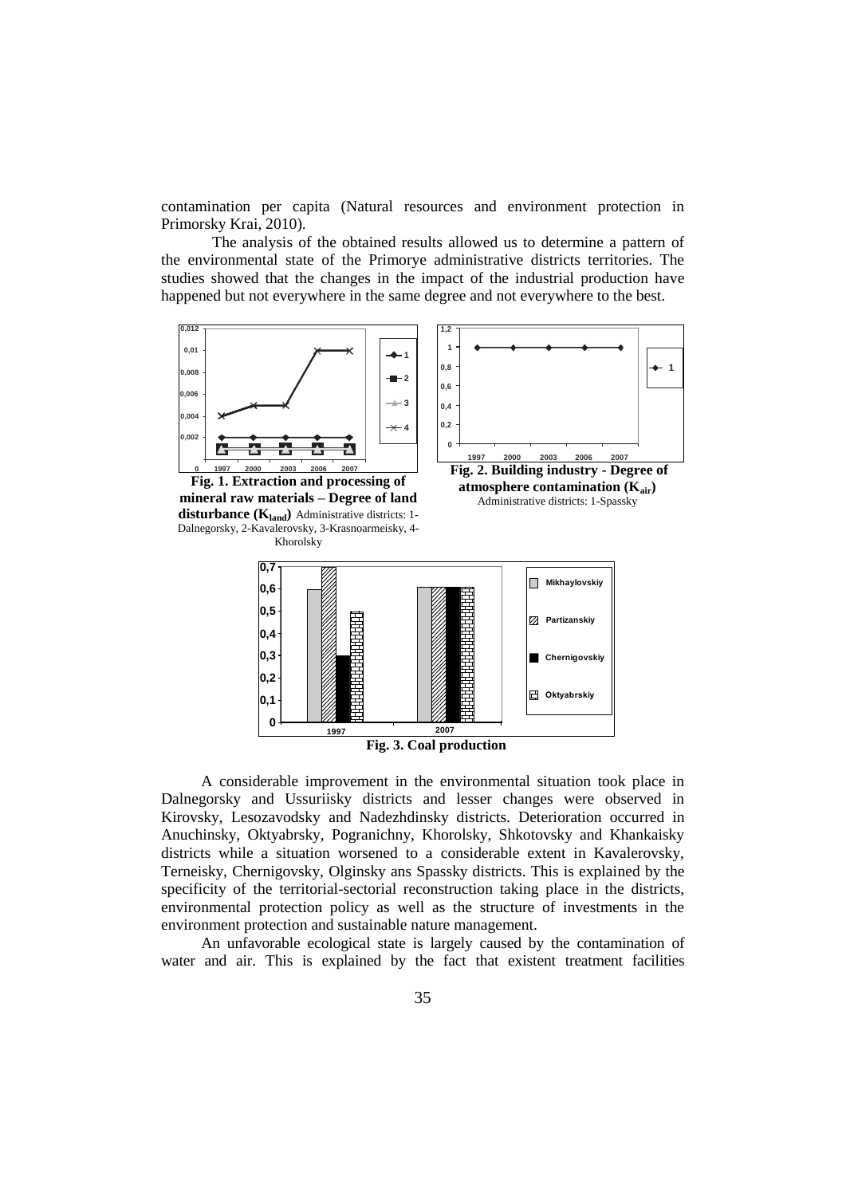contamination per capita (Natural resources and environment protection in Primorsky Krai, 2010).

The analysis of the obtained results allowed us to determine a pattern of the environmental state of the Primorye administrative districts territories. The studies showed that the changes in the impact of the industrial production have happened but not everywhere in the same degree and not everywhere to the best.

**Fig. 1. Extraction and processing of mineral raw materials – Degree of land disturbance ($K_{land}$)** Administrative districts: 1-Dalnegorsky, 2-Kavalerovsky, 3-Krasnoarmeisky, 4-Khorolsky

**Fig. 2. Building industry - Degree of atmosphere contamination ($K_{air}$)** Administrative districts: 1-Spassky

**Fig. 3. Coal production**

A considerable improvement in the environmental situation took place in Dalnegorsky and Ussuriisky districts and lesser changes were observed in Kirovsky, Lesozavodsky and Nadezhdinsky districts. Deterioration occurred in Anuchinsky, Oktyabrsky, Pogranichny, Khorolsky, Shkotovsky and Khankaisky districts while a situation worsened to a considerable extent in Kavalerovsky, Terneisky, Chernigovsky, Olginsky ans Spassky districts. This is explained by the specificity of the territorial-sectorial reconstruction taking place in the districts, environmental protection policy as well as the structure of investments in the environment protection and sustainable nature management.

An unfavorable ecological state is largely caused by the contamination of water and air. This is explained by the fact that existent treatment facilities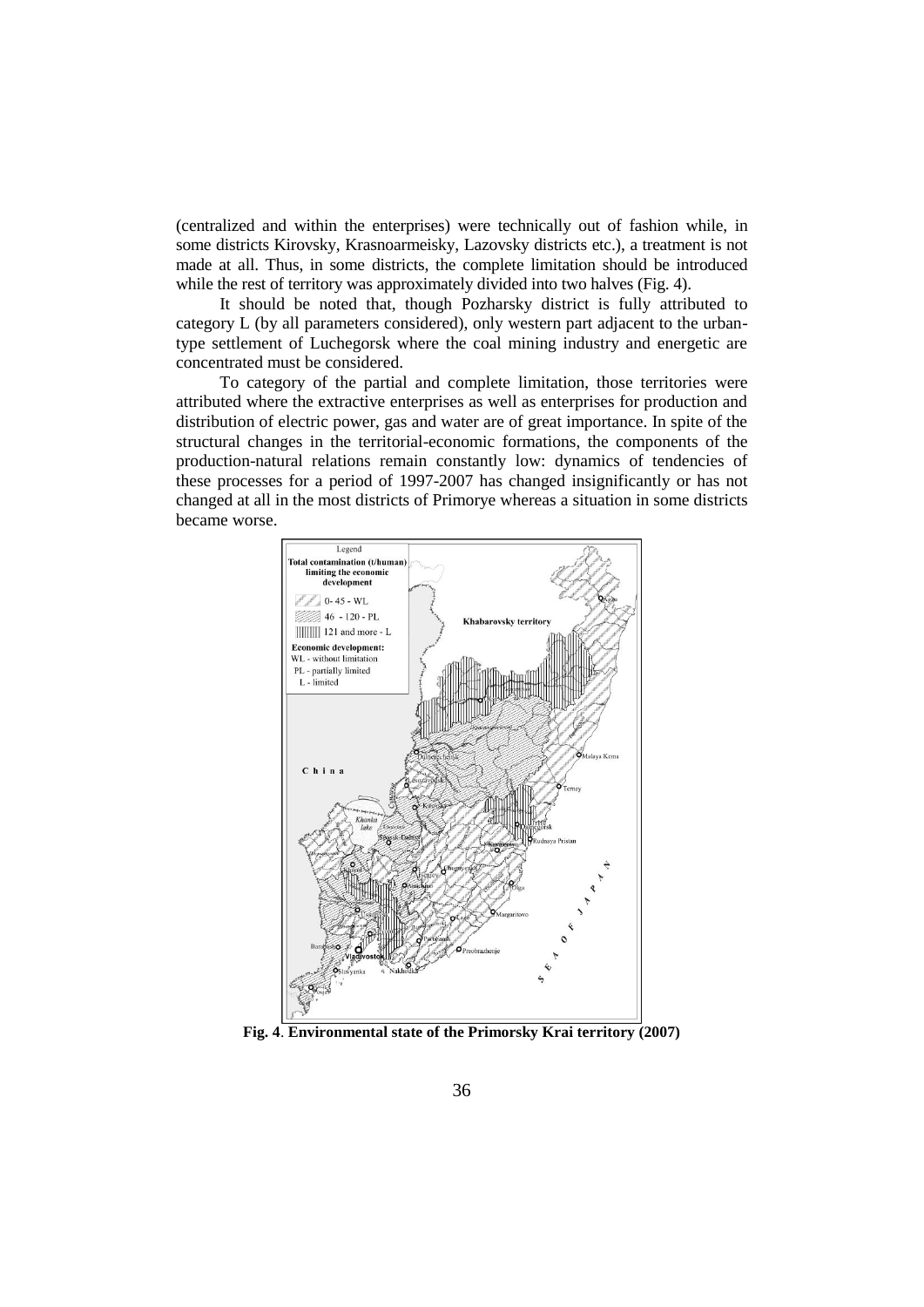(centralized and within the enterprises) were technically out of fashion while, in some districts Kirovsky, Krasnoarmeisky, Lazovsky districts etc.), a treatment is not made at all. Thus, in some districts, the complete limitation should be introduced while the rest of territory was approximately divided into two halves (Fig. 4).

It should be noted that, though Pozharsky district is fully attributed to category L (by all parameters considered), only western part adjacent to the urban-type settlement of Luchegorsk where the coal mining industry and energetic are concentrated must be considered.

To category of the partial and complete limitation, those territories were attributed where the extractive enterprises as well as enterprises for production and distribution of electric power, gas and water are of great importance. In spite of the structural changes in the territorial-economic formations, the components of the production-natural relations remain constantly low: dynamics of tendencies of these processes for a period of 1997-2007 has changed insignificantly or has not changed at all in the most districts of Primorye whereas a situation in some districts became worse.

**Fig. 4**. **Environmental state of the Primorsky Krai territory (2007)**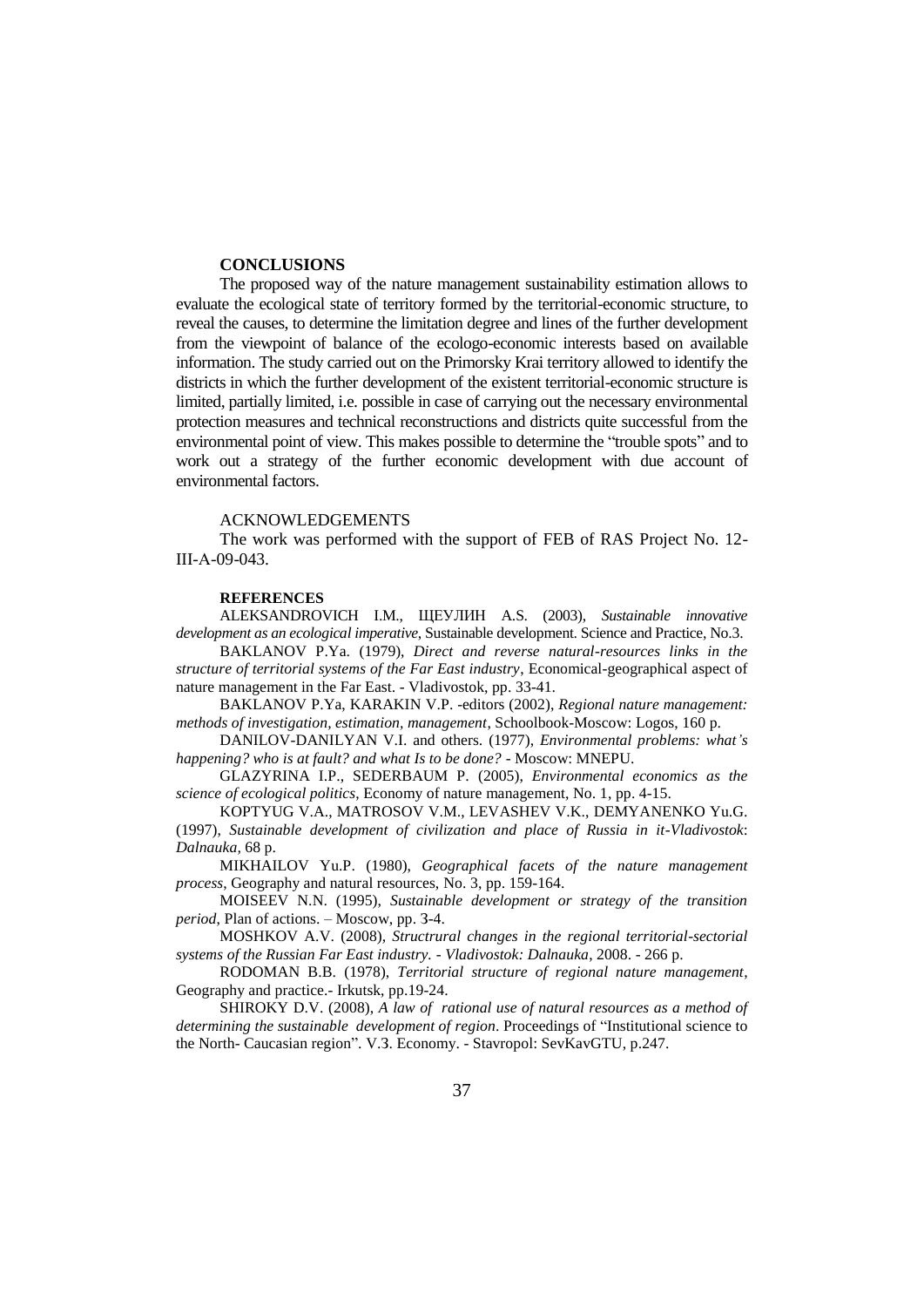## CONCLUSIONS

The proposed way of the nature management sustainability estimation allows to evaluate the ecological state of territory formed by the territorial-economic structure, to reveal the causes, to determine the limitation degree and lines of the further development from the viewpoint of balance of the ecologo-economic interests based on available information. The study carried out on the Primorsky Krai territory allowed to identify the districts in which the further development of the existent territorial-economic structure is limited, partially limited, i.e. possible in case of carrying out the necessary environmental protection measures and technical reconstructions and districts quite successful from the environmental point of view. This makes possible to determine the "trouble spots" and to work out a strategy of the further economic development with due account of environmental factors.

## ACKNOWLEDGEMENTS

The work was performed with the support of FEB of RAS Project No. 12-III-A-09-043.

## REFERENCES

ALEKSANDROVICH I.M., ЩЕУЛИН A.S. (2003), *Sustainable innovative development as an ecological imperative*, Sustainable development. Science and Practice, No.3.

BAKLANOV P.Ya. (1979), *Direct and reverse natural-resources links in the structure of territorial systems of the Far East industry*, Economical-geographical aspect of nature management in the Far East. - Vladivostok, pp. 33-41.

BAKLANOV P.Ya, KARAKIN V.P. -editors (2002), *Regional nature management: methods of investigation, estimation, management*, Schoolbook-Moscow: Logos, 160 p.

DANILOV-DANILYAN V.I. and others. (1977), *Environmental problems: what's happening? who is at fault? and what Is to be done?* - Moscow: MNEPU.

GLAZYRINA I.P., SEDERBAUM P. (2005), *Environmental economics as the science of ecological politics*, Economy of nature management, No. 1, pp. 4-15.

KOPTYUG V.A., MATROSOV V.M., LEVASHEV V.K., DEMYANENKO Yu.G. (1997), *Sustainable development of civilization and place of Russia in it-Vladivostok*: *Dalnauka*, 68 p.

MIKHAILOV Yu.P. (1980), *Geographical facets of the nature management process*, Geography and natural resources, No. 3, pp. 159-164.

MOISEEV N.N. (1995), *Sustainable development or strategy of the transition period*, Plan of actions. – Moscow, pp. 3-4.

MOSHKOV A.V. (2008), *Structrural changes in the regional territorial-sectorial systems of the Russian Far East industry. - Vladivostok: Dalnauka*, 2008. - 266 p.

RODOMAN B.B. (1978), *Territorial structure of regional nature management*, Geography and practice.- Irkutsk, pp.19-24.

SHIROKY D.V. (2008), *A law of rational use of natural resources as a method of determining the sustainable development of region*. Proceedings of "Institutional science to the North- Caucasian region". V.3. Economy. - Stavropol: SevKavGTU, p.247.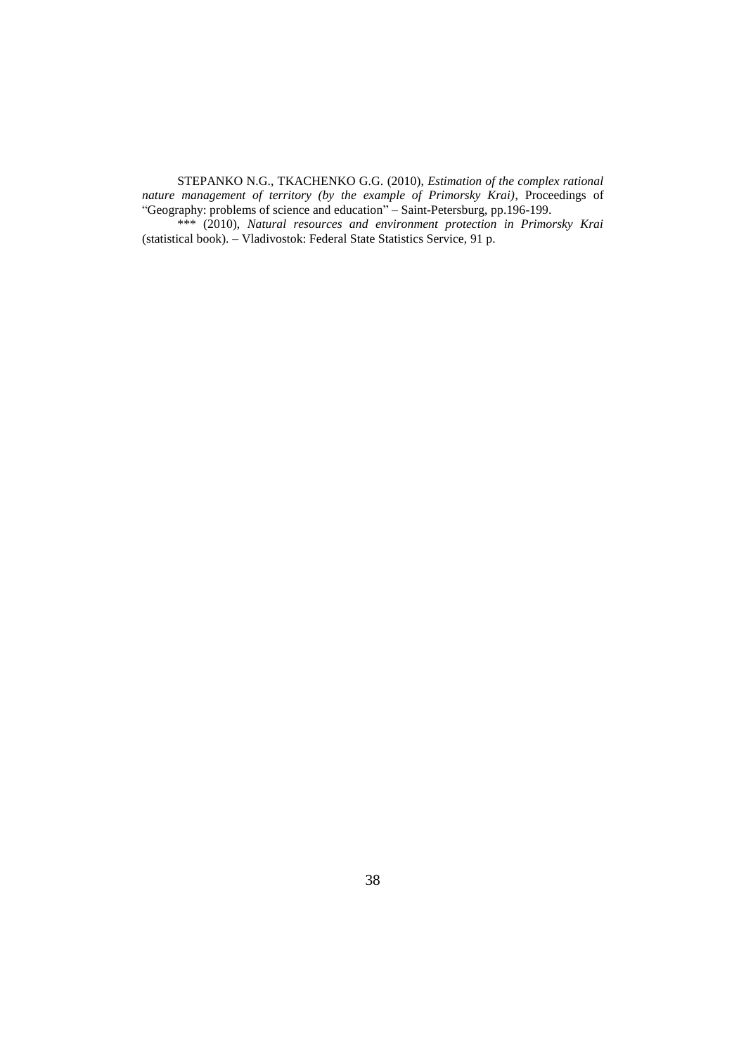STEPANKO N.G., TKACHENKO G.G. (2010), *Estimation of the complex rational nature management of territory (by the example of Primorsky Krai)*, Proceedings of "Geography: problems of science and education" – Saint-Petersburg, pp.196-199.

*** (2010), *Natural resources and environment protection in Primorsky Krai* (statistical book). – Vladivostok: Federal State Statistics Service, 91 p.